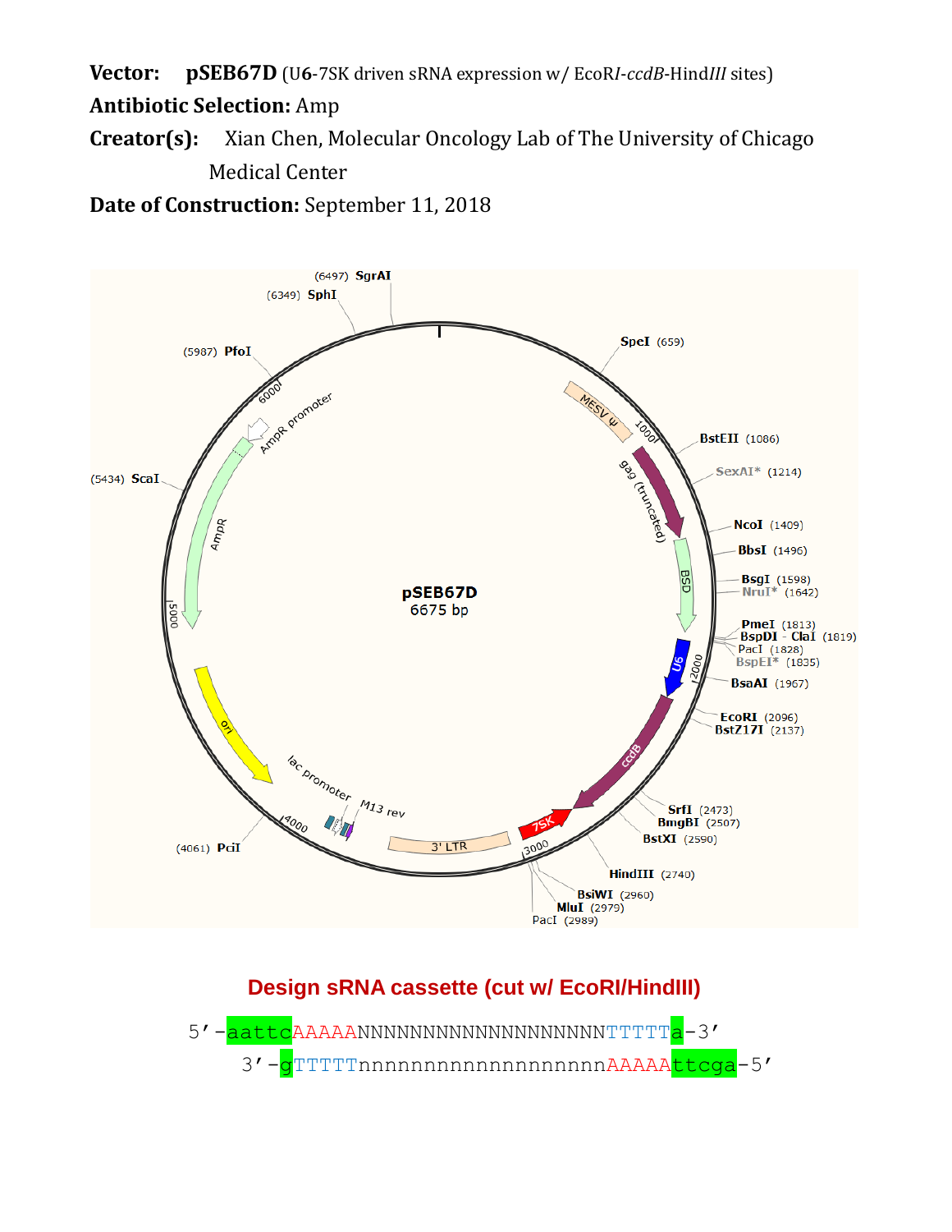**Vector:** **pSEB67D** (U**6**-7SK driven sRNA expression w/ EcoR*I*-*ccdB*-Hind*III* sites)

**Antibiotic Selection:** Amp

**Creator(s):** Xian Chen, Molecular Oncology Lab of The University of Chicago Medical Center

**Date of Construction:** September 11, 2018

pSEB67D
6675 bp

(6497) SgrAI
(6349) SphI
SpeI (659)
(5987) PfoI
BstEII (1086)
SexAI* (1214)
(5434) ScaI
NcoI (1409)
BbsI (1496)
BsgI (1598)
NruI* (1642)
PmeI (1813)
BspDI - ClaI (1819)
PacI (1828)
BspEI* (1835)
BsaAI (1967)
EcoRI (2096)
BstZ17I (2137)
SrfI (2473)
BmgBI (2507)
BstXI (2590)
(4061) PciI
HindIII (2740)
BsiWI (2960)
MluI (2979)
PacI (2989)

MESV ψ, gag (truncated), BSD, U6, ccdB, 7SK, 3' LTR, M13 rev, lac promoter, ori, AmpR, AmpR promoter

## Design sRNA cassette (cut w/ EcoRI/HindIII)

```
5'-aattcAAAAANNNNNNNNNNNNNNNNNNNTTTTTa-3'
    3'-gTTTTTnnnnnnnnnnnnnnnnnnnAAAAAttcga-5'
```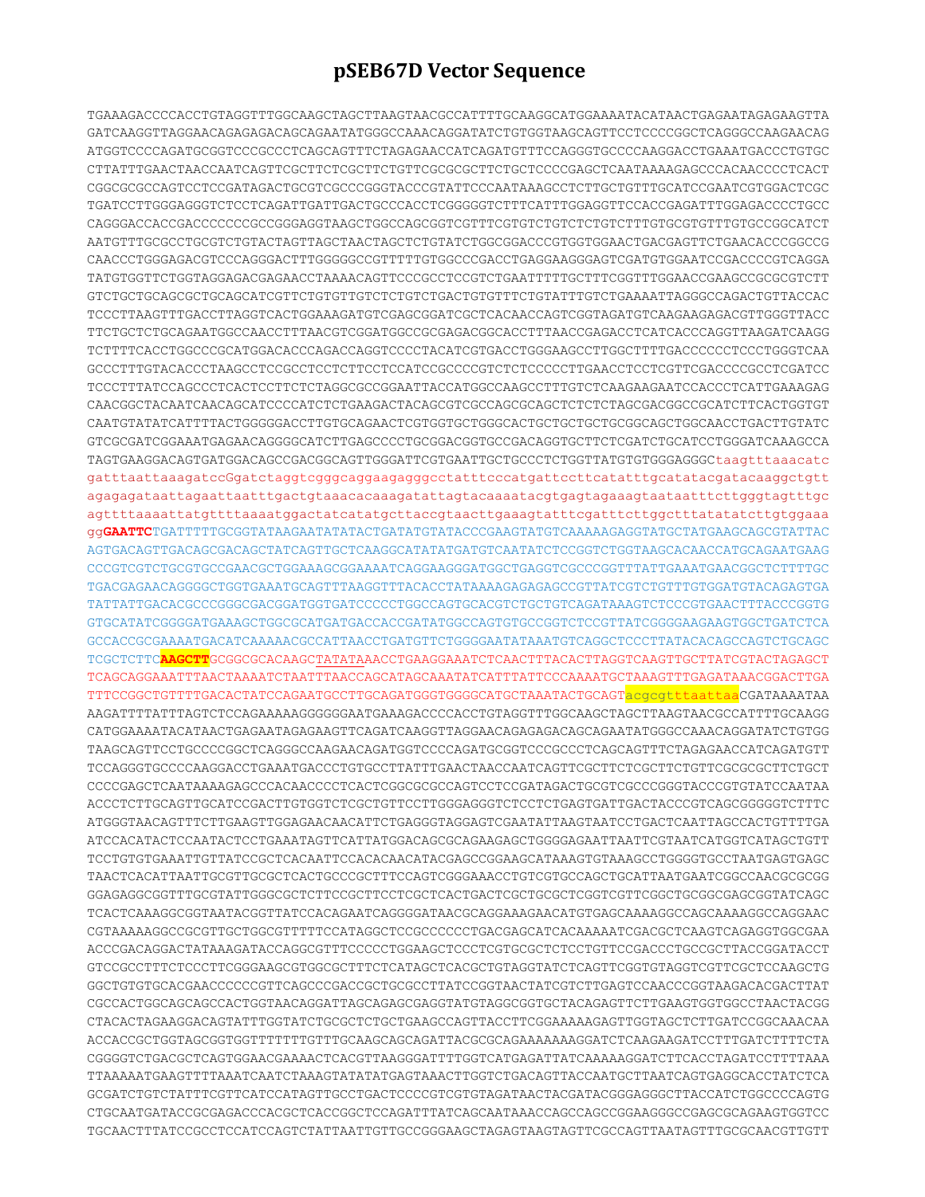# pSEB67D Vector Sequence

TGAAAGACCCCACCTGTAGGTTTGGCAAGCTAGCTTAAGTAACGCCATTTTGCAAGGCATGGAAAATACATAACTGAGAATAGAGAAGTTA
GATCAAGGTTAGGAACAGAGAGACAGCAGAATATGGGCCAAACAGGATATCTGTGGTAAGCAGTTCCTCCCCGGCTCAGGGCCAAGAACAG
ATGGTCCCCAGATGCGGTCCCGCCCTCAGCAGTTTCTAGAGAACCATCAGATGTTTCCAGGGTGCCCCAAGGACCTGAAATGACCCTGTGC
CTTATTTGAACTAACCAATCAGTTCGCTTCTCGCTTCTGTTCGCGCGCTTCTGCTCCCCGAGCTCAATAAAAGAGCCCACAACCCCTCACT
CGGCGCGCCAGTCCTCCGATAGACTGCGTCGCCCGGGTACCCGTATTCCCAATAAAGCCTCTTGCTGTTTGCATCCGAATCGTGGACTCGC
TGATCCTTGGGAGGGTCTCCTCAGATTGATTGACTGCCCACCTCGGGGGTCTTTCATTTGGAGGTTCCACCGAGATTTGGAGACCCCTGCC
CAGGGACCACCGACCCCCCCGCCGGGAGGTAAGCTGGCCAGCGGTCGTTTCGTGTCTGTCTCTGTCTTTGTGCGTGTTTGTGCCGGCATCT
AATGTTTGCGCCTGCGTCTGTACTAGTTAGCTAACTAGCTCTGTATCTGGCGGACCCGTGGTGGAACTGACGAGTTCTGAACACCCGGCCG
CAACCCTGGGAGACGTCCCAGGGACTTTGGGGGCCGTTTTTGTGGCCCGACCTGAGGAAGGGAGTCGATGTGGAATCCGACCCCGTCAGGA
TATGTGGTTCTGGTAGGAGACGAGAACCTAAAACAGTTCCCGCCTCCGTCTGAATTTTTGCTTTCGGTTTGGAACCGAAGCCGCGCGTCTT
GTCTGCTGCAGCGCTGCAGCATCGTTCTGTGTTGTCTCTGTCTGACTGTGTTTCTGTATTTGTCTGAAAATTAGGGCCAGACTGTTACCAC
TCCCTTAAGTTTGACCTTAGGTCACTGGAAAGATGTCGAGCGGATCGCTCACAACCAGTCGGTAGATGTCAAGAAGAGACGTTGGGTTACC
TTCTGCTCTGCAGAATGGCCAACCTTTAACGTCGGATGGCCGCGAGACGGCACCTTTAACCGAGACCTCATCACCCAGGTTAAGATCAAGG
TCTTTTCACCTGGCCCGCATGGACACCCAGACCAGGTCCCCTACATCGTGACCTGGGAAGCCTTGGCTTTTGACCCCCCTCCCTGGGTCAA
GCCCTTTGTACACCCTAAGCCTCCGCCTCCTCTTCCTCCATCCGCCCCGTCTCTCCCCCTTGAACCTCCTCGTTCGACCCCGCCTCGATCC
TCCCTTTATCCAGCCCTCACTCCTTCTCTAGGCGCCGGAATTACCATGGCCAAGCCTTTGTCTCAAGAAGAATCCACCCTCATTGAAAGAG
CAACGGCTACAATCAACAGCATCCCCATCTCTGAAGACTACAGCGTCGCCAGCGCAGCTCTCTCTAGCGACGGCCGCATCTTCACTGGTGT
CAATGTATATCATTTTACTGGGGGACCTTGTGCAGAACTCGTGGTGCTGGGCACTGCTGCTGCTGCGGCAGCTGGCAACCTGACTTGTATC
GTCGCGATCGGAAATGAGAACAGGGGCATCTTGAGCCCCTGCGGACGGTGCCGACAGGTGCTTCTCGATCTGCATCCTGGGATCAAAGCCA
TAGTGAAGGACAGTGATGGACAGCCGACGGCAGTTGGGATTCGTGAATTGCTGCCCTCTGGTTATGTGTGGGAGGGCtaagtttaaacatc
gatttaattaaagatccGgatctaggtcggcaggaagagggcctatttcccatgattccttcatatttgcatatacgatacaaggctgtt
agagagataattagaattaatttgactgtaaacacaaagatattagtacaaaatacgtgagtagaaagtaataatttcttgggtagtttgc
agttttaaaattatgttttaaaatggactatcatatgcttaccgtaacttgaaagtatttcgatttcttggctttatatatcttgtggaaa
gg**GAATTC**TGATTTTTGCGGTATAAGAATATATACTGATATGTATACCCGAAGTATGTCAAAAAGAGGTATGCTATGAAGCAGCGTATTAC
AGTGACAGTTGACAGCGACAGCTATCAGTTGCTCAAGGCATATATGATGTCAATATCTCCGGTCTGGTAAGCACAACCATGCAGAATGAAG
CCCGTCGTCTGCGTGCCGAACGCTGGAAAGCGGAAAATCAGGAAGGGATGGCTGAGGTCGCCCGGTTTATTGAAATGAACGGCTCTTTTGC
TGACGAGAACAGGGGCTGGTGAAATGCAGTTTAAGGTTTACACCTATAAAAGAGAGAGCCGTTATCGTCTGTTTGTGGATGTACAGAGTGA
TATTATTGACACGCCCGGGCGACGGATGGTGATCCCCCTGGCCAGTGCACGTCTGCTGTCAGATAAAGTCTCCCGTGAACTTTACCCGGTG
GTGCATATCGGGGATGAAAGCTGGCGCATGATGACCACCGATATGGCCAGTGTGCCGGTCTCCGTTATCGGGGAAGAAGTGGCTGATCTCA
GCCACCGCGAAAATGACATCAAAAACGCCATTAACCTGATGTTCTGGGGAATATAAATGTCAGGCTCCCTTATACACAGCCAGTCTGCAGC
TCGCTCTTC**AAGCTT**GCGGCGCACAAGCTATATAAACCTGAAGGAAATCTCAACTTTACACTTAGGTCAAGTTGCTTATCGTACTAGAGCT
TCAGCAGGAAATTTAACTAAAATCTAATTTAACCAGCATAGCAAATATCATTTATTCCCAAAATGCTAAAGTTTGAGATAAACGGACTTGA
TTTCCGGCTGTTTTGACACTATCCAGAATGCCTTGCAGATGGGTGGGGCATGCTAAATACTGCAGTacgcgtttaattaaCGATAAAATAA
AAGATTTTATTTAGTCTCCAGAAAAAGGGGGGAATGAAAGACCCCACCTGTAGGTTTGGCAAGCTAGCTTAAGTAACGCCATTTTGCAAGG
CATGGAAAATACATAACTGAGAATAGAGAAGTTCAGATCAAGGTTAGGAACAGAGAGACAGCAGAATATGGGCCAAACAGGATATCTGTGG
TAAGCAGTTCCTGCCCCGGCTCAGGGCCAAGAACAGATGGTCCCCAGATGCGGTCCCGCCCTCAGCAGTTTCTAGAGAACCATCAGATGTT
TCCAGGGTGCCCCAAGGACCTGAAATGACCCTGTGCCTTATTTGAACTAACCAATCAGTTCGCTTCTCGCTTCTGTTCGCGCGCTTCTGCT
CCCCGAGCTCAATAAAAGAGCCCACAACCCCTCACTCGGCGCGCCAGTCCTCCGATAGACTGCGTCGCCCGGGTACCCGTGTATCCAATAA
ACCCTCTTGCAGTTGCATCCGACTTGTGGTCTCGCTGTTCCTTGGGAGGGTCTCCTCTGAGTGATTGACTACCCGTCAGCGGGGGTCTTTC
ATGGGTAACAGTTTCTTGAAGTTGGAGAACAACATTCTGAGGGTAGGAGTCGAATATTAAGTAATCCTGACTCAATTAGCCACTGTTTTGA
ATCCACATACTCCAATACTCCTGAAATAGTTCATTATGGACAGCGCAGAAGAGCTGGGGAGAATTAATTCGTAATCATGGTCATAGCTGTT
TCCTGTGTGAAATTGTTATCCGCTCACAATTCCACACAACATACGAGCCGGAAGCATAAAGTGTAAAGCCTGGGGTGCCTAATGAGTGAGC
TAACTCACATTAATTGCGTTGCGCTCACTGCCCGCTTTCCAGTCGGGAAACCTGTCGTGCCAGCTGCATTAATGAATCGGCCAACGCGCGG
GGAGAGGCGGTTTGCGTATTGGGCGCTCTTCCGCTTCCTCGCTCACTGACTCGCTGCGCTCGGTCGTTCGGCTGCGGCGAGCGGTATCAGC
TCACTCAAAGGCGGTAATACGGTTATCCACAGAATCAGGGGATAACGCAGGAAAGAACATGTGAGCAAAAGGCCAGCAAAAGGCCAGGAAC
CGTAAAAAGGCCGCGTTGCTGGCGTTTTTCCATAGGCTCCGCCCCCCTGACGAGCATCACAAAAATCGACGCTCAAGTCAGAGGTGGCGAA
ACCCGACAGGACTATAAAGATACCAGGCGTTTCCCCCTGGAAGCTCCCTCGTGCGCTCTCCTGTTCCGACCCTGCCGCTTACCGGATACCT
GTCCGCCTTTCTCCCTTCGGGAAGCGTGGCGCTTTCTCATAGCTCACGCTGTAGGTATCTCAGTTCGGTGTAGGTCGTTCGCTCCAAGCTG
GGCTGTGTGCACGAACCCCCCGTTCAGCCCGACCGCTGCGCCTTATCCGGTAACTATCGTCTTGAGTCCAACCCGGTAAGACACGACTTAT
CGCCACTGGCAGCAGCCACTGGTAACAGGATTAGCAGAGCGAGGTATGTAGGCGGTGCTACAGAGTTCTTGAAGTGGTGGCCTAACTACGG
CTACACTAGAAGGACAGTATTTGGTATCTGCGCTCTGCTGAAGCCAGTTACCTTCGGAAAAAGAGTTGGTAGCTCTTGATCCGGCAAACAA
ACCACCGCTGGTAGCGGTGGTTTTTTTGTTTGCAAGCAGCAGATTACGCGCAGAAAAAAAGGATCTCAAGAAGATCCTTTGATCTTTTCTA
CGGGGTCTGACGCTCAGTGGAACGAAAACTCACGTTAAGGGATTTTGGTCATGAGATTATCAAAAAGGATCTTCACCTAGATCCTTTTAAA
TTAAAAATGAAGTTTTAAATCAATCTAAAGTATATATGAGTAAACTTGGTCTGACAGTTACCAATGCTTAATCAGTGAGGCACCTATCTCA
GCGATCTGTCTATTTCGTTCATCCATAGTTGCCTGACTCCCCGTCGTGTAGATAACTACGATACGGGAGGGCTTACCATCTGGCCCCAGTG
CTGCAATGATACCGCGAGACCCACGCTCACCGGCTCCAGATTTATCAGCAATAAACCAGCCAGCCGGAAGGGCCGAGCGCAGAAGTGGTCC
TGCAACTTTATCCGCCTCCATCCAGTCTATTAATTGTTGCCGGGAAGCTAGAGTAAGTAGTTCGCCAGTTAATAGTTTGCGCAACGTTGT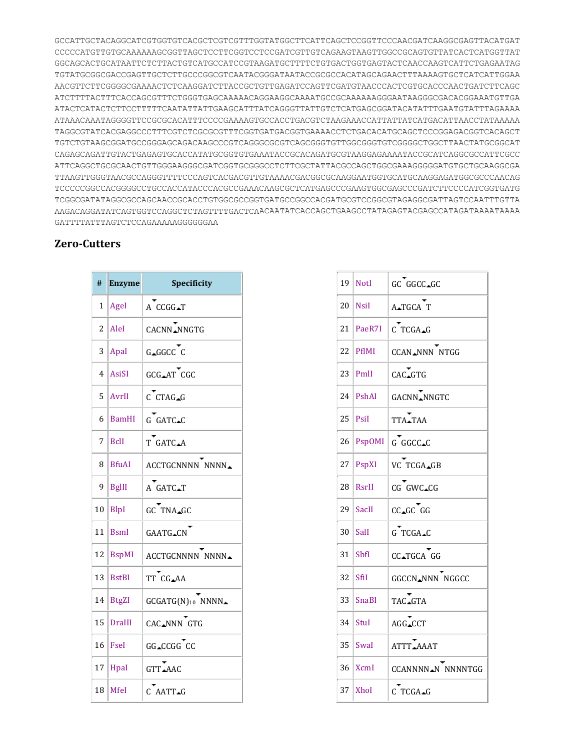```
GCCATTGCTACAGGCATCGTGGTGTCACGCTCGTCGTTTGGTATGGCTTCATTCAGCTCCGGTTCCCAACGATCAAGGCGAGTTACATGAT
CCCCCATGTTGTGCAAAAAAGCGGTTAGCTCCTTCGGTCCTCCGATCGTTGTCAGAAGTAAGTTGGCCGCAGTGTTATCACTCATGGTTAT
GGCAGCACTGCATAATTCTCTTACTGTCATGCCATCCGTAAGATGCTTTTCTGTGACTGGTGAGTACTCAACCAAGTCATTCTGAGAATAG
TGTATGCGGCGACCGAGTTGCTCTTGCCCGGCGTCAATACGGGATAATACCGCGCCACATAGCAGAACTTTAAAAGTGCTCATCATTGGAA
AACGTTCTTCGGGGCGAAAACTCTCAAGGATCTTACCGCTGTTGAGATCCAGTTCGATGTAACCCACTCGTGCACCCAACTGATCTTCAGC
ATCTTTTACTTTCACCAGCGTTTCTGGGTGAGCAAAAACAGGAAGGCAAAATGCCGCAAAAAAGGGAATAAGGGCGACACGGAAATGTTGA
ATACTCATACTCTTCCTTTTTCAATATTATTGAAGCATTTATCAGGGTTATTGTCTCATGAGCGGATACATATTTGAATGTATTTAGAAAA
ATAAACAAATAGGGGTTCCGCGCACATTTCCCCGAAAAGTGCCACCTGACGTCTAAGAAACCATTATTATCATGACATTAACCTATAAAAA
TAGGCGTATCACGAGGCCCTTTCGTCTCGCGCGTTTCGGTGATGACGGTGAAAACCTCTGACACATGCAGCTCCCGGAGACGGTCACAGCT
TGTCTGTAAGCGGATGCCGGGAGCAGACAAGCCCGTCAGGGCGCGTCAGCGGGTGTTGGCGGGTGTCGGGGCTGGCTTAACTATGCGGCAT
CAGAGCAGATTGTACTGAGAGTGCACCATATGCGGTGTGAAATACCGCACAGATGCGTAAGGAGAAAATACCGCATCAGGCGCCATTCGCC
ATTCAGGCTGCGCAACTGTTGGGAAGGGCGATCGGTGCGGGCCTCTTCGCTATTACGCCAGCTGGCGAAAGGGGGATGTGCTGCAAGGCGA
TTAAGTTGGGTAACGCCAGGGTTTTCCCAGTCACGACGTTGTAAAACGACGGCGCAAGGAATGGTGCATGCAAGGAGATGGCGCCCAACAG
TCCCCCGGCCACGGGGCCTGCCACCATACCCACGCCGAAACAAGCGCTCATGAGCCCGAAGTGGCGAGCCCGATCTTCCCCATCGGTGATG
TCGGCGATATAGGCGCCAGCAACCGCACCTGTGGCGCCGGTGATGCCGGCCACGATGCGTCCGGCGTAGAGGCGATTAGTCCAATTTGTTA
AAGACAGGATATCAGTGGTCCAGGCTCTAGTTTTGACTCAACAATATCACCAGCTGAAGCCTATAGAGTACGAGCCATAGATAAAATAAAA
GATTTTATTTAGTCTCCAGAAAAAGGGGGGAA
```

## Zero-Cutters

| # | Enzyme | Specificity |
|---|---|---|
| 1 | AgeI | A▼CCGG▲T |
| 2 | AleI | CACNN▼▲NNGTG |
| 3 | ApaI | G▲GGCC▼C |
| 4 | AsiSI | GCG▲AT▼CGC |
| 5 | AvrII | C▼CTAG▲G |
| 6 | BamHI | G▼GATC▲C |
| 7 | BclI | T▼GATC▲A |
| 8 | BfuAI | ACCTGCNNNN▼NNNN▲ |
| 9 | BglII | A▼GATC▲T |
| 10 | BlpI | GC▼TNA▲GC |
| 11 | BsmI | GAATG▲CN▼ |
| 12 | BspMI | ACCTGCNNNN▼NNNN▲ |
| 13 | BstBI | TT▼CG▲AA |
| 14 | BtgZI | GCGATG(N)$_{10}$▼NNNN▲ |
| 15 | DraIII | CAC▲NNN▼GTG |
| 16 | FseI | GG▲CCGG▼CC |
| 17 | HpaI | GTT▼▲AAC |
| 18 | MfeI | C▼AATT▲G |
| 19 | NotI | GC▼GGCC▲GC |
| 20 | NsiI | A▲TGCA▼T |
| 21 | PaeR7I | C▼TCGA▲G |
| 22 | PflMI | CCAN▲NNN▼NTGG |
| 23 | PmlI | CAC▼▲GTG |
| 24 | PshAI | GACNN▼▲NNGTC |
| 25 | PsiI | TTA▼▲TAA |
| 26 | PspOMI | G▼GGCC▲C |
| 27 | PspXI | VC▼TCGA▲GB |
| 28 | RsrII | CG▼GWC▲CG |
| 29 | SacII | CC▲GC▼GG |
| 30 | SalI | G▼TCGA▲C |
| 31 | SbfI | CC▲TGCA▼GG |
| 32 | SfiI | GGCCN▲NNN▼NGGCC |
| 33 | SnaBI | TAC▼▲GTA |
| 34 | StuI | AGG▼▲CCT |
| 35 | SwaI | ATTT▼▲AAAT |
| 36 | XcmI | CCANNNN▲N▼NNNNTGG |
| 37 | XhoI | C▼TCGA▲G |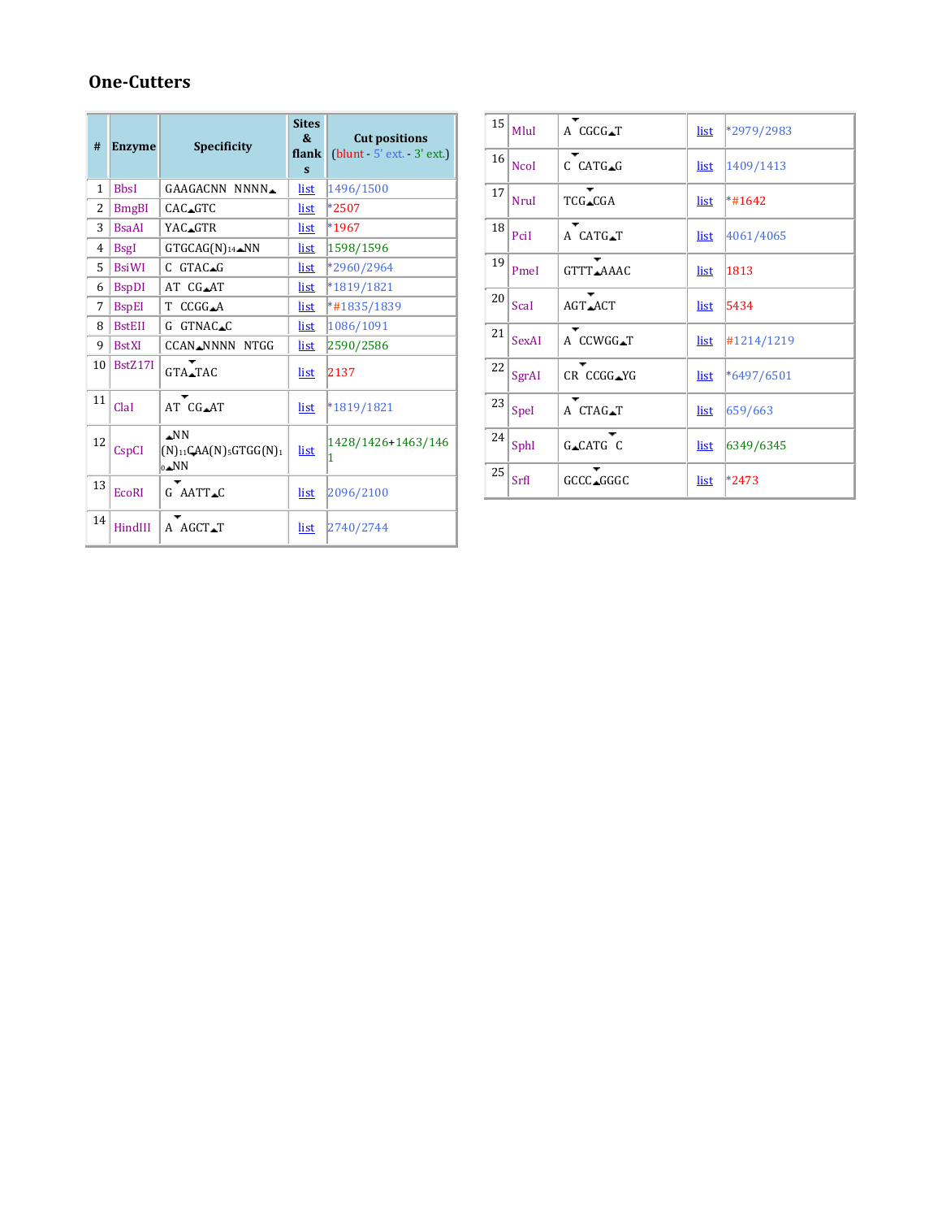## One-Cutters

| # | Enzyme | Specificity | Sites & flanks | Cut positions (blunt - 5' ext. - 3' ext.) |
|---|---|---|---|---|
| 1 | BbsI | GAAGACNN NNNN | list | 1496/1500 |
| 2 | BmgBI | CACGTC | list | *2507 |
| 3 | BsaAI | YACGTR | list | *1967 |
| 4 | BsgI | GTGCAG(N)14NN | list | 1598/1596 |
| 5 | BsiWI | C GTACG | list | *2960/2964 |
| 6 | BspDI | AT CGAT | list | *1819/1821 |
| 7 | BspEI | T CCGGA | list | *#1835/1839 |
| 8 | BstEII | G GTNACC | list | 1086/1091 |
| 9 | BstXI | CCANNNNN NTGG | list | 2590/2586 |
| 10 | BstZ17I | GTATAC | list | 2137 |
| 11 | ClaI | AT CGAT | list | *1819/1821 |
| 12 | CspCI | NN(N)11CAA(N)5GTGG(N)10NN | list | 1428/1426+1463/1461 |
| 13 | EcoRI | G AATTC | list | 2096/2100 |
| 14 | HindIII | A AGCTT | list | 2740/2744 |
| 15 | MluI | A CGCGT | list | *2979/2983 |
| 16 | NcoI | C CATGG | list | 1409/1413 |
| 17 | NruI | TCGCGA | list | *#1642 |
| 18 | PciI | A CATGT | list | 4061/4065 |
| 19 | PmeI | GTTTAAAC | list | 1813 |
| 20 | ScaI | AGTACT | list | 5434 |
| 21 | SexAI | A CCWGGT | list | #1214/1219 |
| 22 | SgrAI | CR CCGGYG | list | *6497/6501 |
| 23 | SpeI | A CTAGT | list | 659/663 |
| 24 | SphI | GCATG C | list | 6349/6345 |
| 25 | SrfI | GCCCGGGC | list | *2473 |